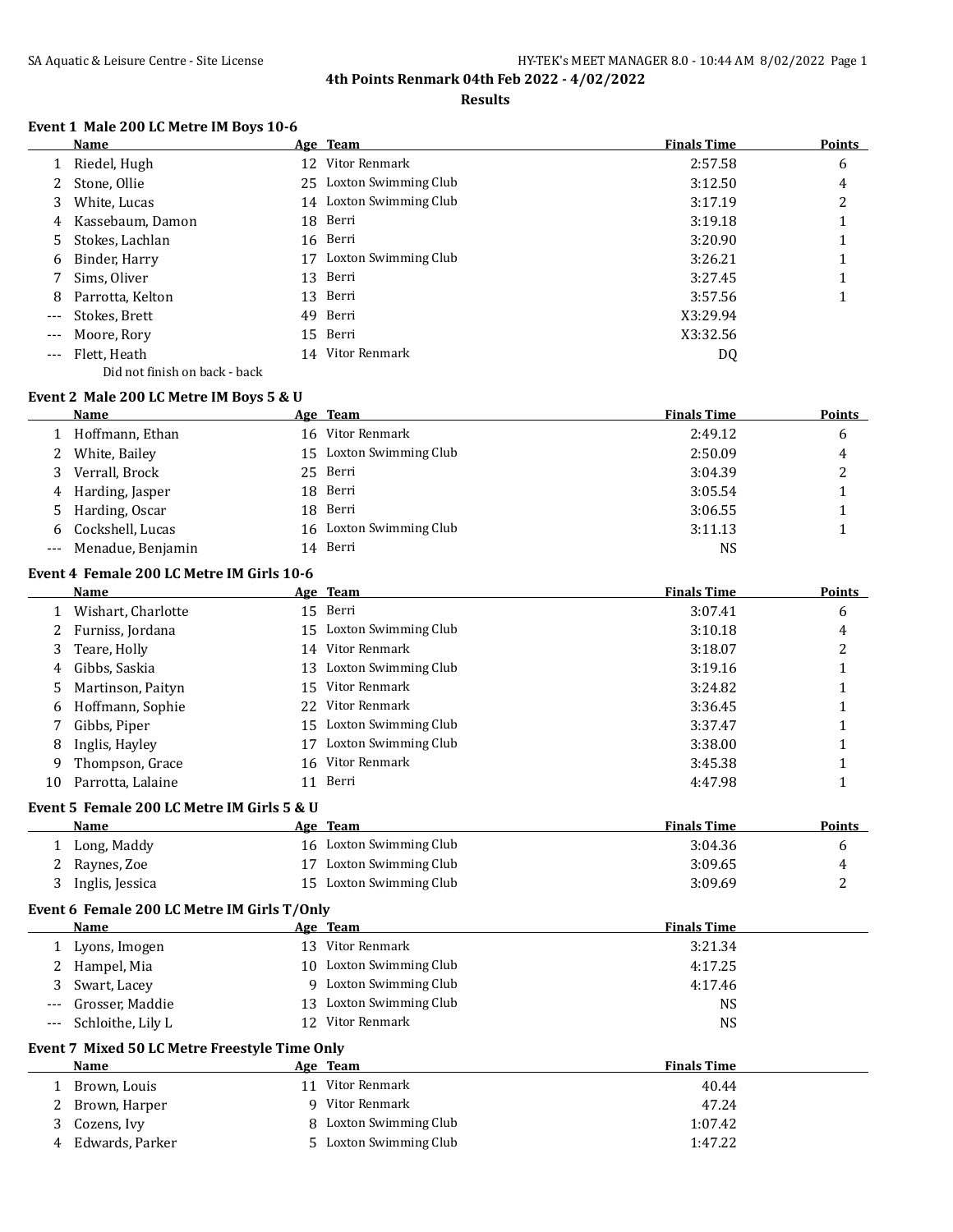# 4th Points Renmark 04th Feb 2022 - 4/02/2022

## Results

### Event 1 Male 200 LC Metre IM Boys 10-6

| | Name | Age | Team | Finals Time | Points |
|---|---|---|---|---|---|
| 1 | Riedel, Hugh | 12 | Vitor Renmark | 2:57.58 | 6 |
| 2 | Stone, Ollie | 25 | Loxton Swimming Club | 3:12.50 | 4 |
| 3 | White, Lucas | 14 | Loxton Swimming Club | 3:17.19 | 2 |
| 4 | Kassebaum, Damon | 18 | Berri | 3:19.18 | 1 |
| 5 | Stokes, Lachlan | 16 | Berri | 3:20.90 | 1 |
| 6 | Binder, Harry | 17 | Loxton Swimming Club | 3:26.21 | 1 |
| 7 | Sims, Oliver | 13 | Berri | 3:27.45 | 1 |
| 8 | Parrotta, Kelton | 13 | Berri | 3:57.56 | 1 |
| --- | Stokes, Brett | 49 | Berri | X3:29.94 | |
| --- | Moore, Rory | 15 | Berri | X3:32.56 | |
| --- | Flett, Heath | 14 | Vitor Renmark | DQ | |
| | Did not finish on back - back | | | | |

### Event 2 Male 200 LC Metre IM Boys 5 & U

| | Name | Age | Team | Finals Time | Points |
|---|---|---|---|---|---|
| 1 | Hoffmann, Ethan | 16 | Vitor Renmark | 2:49.12 | 6 |
| 2 | White, Bailey | 15 | Loxton Swimming Club | 2:50.09 | 4 |
| 3 | Verrall, Brock | 25 | Berri | 3:04.39 | 2 |
| 4 | Harding, Jasper | 18 | Berri | 3:05.54 | 1 |
| 5 | Harding, Oscar | 18 | Berri | 3:06.55 | 1 |
| 6 | Cockshell, Lucas | 16 | Loxton Swimming Club | 3:11.13 | 1 |
| --- | Menadue, Benjamin | 14 | Berri | NS | |

### Event 4 Female 200 LC Metre IM Girls 10-6

| | Name | Age | Team | Finals Time | Points |
|---|---|---|---|---|---|
| 1 | Wishart, Charlotte | 15 | Berri | 3:07.41 | 6 |
| 2 | Furniss, Jordana | 15 | Loxton Swimming Club | 3:10.18 | 4 |
| 3 | Teare, Holly | 14 | Vitor Renmark | 3:18.07 | 2 |
| 4 | Gibbs, Saskia | 13 | Loxton Swimming Club | 3:19.16 | 1 |
| 5 | Martinson, Paityn | 15 | Vitor Renmark | 3:24.82 | 1 |
| 6 | Hoffmann, Sophie | 22 | Vitor Renmark | 3:36.45 | 1 |
| 7 | Gibbs, Piper | 15 | Loxton Swimming Club | 3:37.47 | 1 |
| 8 | Inglis, Hayley | 17 | Loxton Swimming Club | 3:38.00 | 1 |
| 9 | Thompson, Grace | 16 | Vitor Renmark | 3:45.38 | 1 |
| 10 | Parrotta, Lalaine | 11 | Berri | 4:47.98 | 1 |

### Event 5 Female 200 LC Metre IM Girls 5 & U

| | Name | Age | Team | Finals Time | Points |
|---|---|---|---|---|---|
| 1 | Long, Maddy | 16 | Loxton Swimming Club | 3:04.36 | 6 |
| 2 | Raynes, Zoe | 17 | Loxton Swimming Club | 3:09.65 | 4 |
| 3 | Inglis, Jessica | 15 | Loxton Swimming Club | 3:09.69 | 2 |

### Event 6 Female 200 LC Metre IM Girls T/Only

| | Name | Age | Team | Finals Time |
|---|---|---|---|---|
| 1 | Lyons, Imogen | 13 | Vitor Renmark | 3:21.34 |
| 2 | Hampel, Mia | 10 | Loxton Swimming Club | 4:17.25 |
| 3 | Swart, Lacey | 9 | Loxton Swimming Club | 4:17.46 |
| --- | Grosser, Maddie | 13 | Loxton Swimming Club | NS |
| --- | Schloithe, Lily L | 12 | Vitor Renmark | NS |

### Event 7 Mixed 50 LC Metre Freestyle Time Only

| | Name | Age | Team | Finals Time |
|---|---|---|---|---|
| 1 | Brown, Louis | 11 | Vitor Renmark | 40.44 |
| 2 | Brown, Harper | 9 | Vitor Renmark | 47.24 |
| 3 | Cozens, Ivy | 8 | Loxton Swimming Club | 1:07.42 |
| 4 | Edwards, Parker | 5 | Loxton Swimming Club | 1:47.22 |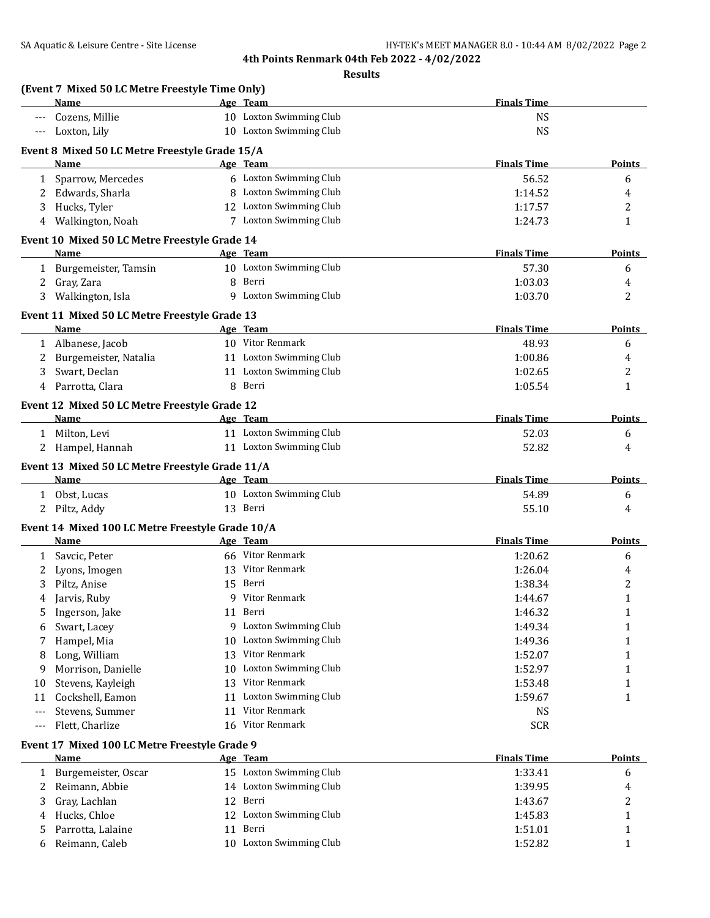**4th Points Renmark 04th Feb 2022 - 4/02/2022**

**Results**

### (Event 7 Mixed 50 LC Metre Freestyle Time Only)

| | Name | Age | Team | Finals Time |
|---|---|---|---|---|
| --- | Cozens, Millie | 10 | Loxton Swimming Club | NS |
| --- | Loxton, Lily | 10 | Loxton Swimming Club | NS |

### Event 8 Mixed 50 LC Metre Freestyle Grade 15/A

| | Name | Age | Team | Finals Time | Points |
|---|---|---|---|---|---|
| 1 | Sparrow, Mercedes | 6 | Loxton Swimming Club | 56.52 | 6 |
| 2 | Edwards, Sharla | 8 | Loxton Swimming Club | 1:14.52 | 4 |
| 3 | Hucks, Tyler | 12 | Loxton Swimming Club | 1:17.57 | 2 |
| 4 | Walkington, Noah | 7 | Loxton Swimming Club | 1:24.73 | 1 |

### Event 10 Mixed 50 LC Metre Freestyle Grade 14

| | Name | Age | Team | Finals Time | Points |
|---|---|---|---|---|---|
| 1 | Burgemeister, Tamsin | 10 | Loxton Swimming Club | 57.30 | 6 |
| 2 | Gray, Zara | 8 | Berri | 1:03.03 | 4 |
| 3 | Walkington, Isla | 9 | Loxton Swimming Club | 1:03.70 | 2 |

### Event 11 Mixed 50 LC Metre Freestyle Grade 13

| | Name | Age | Team | Finals Time | Points |
|---|---|---|---|---|---|
| 1 | Albanese, Jacob | 10 | Vitor Renmark | 48.93 | 6 |
| 2 | Burgemeister, Natalia | 11 | Loxton Swimming Club | 1:00.86 | 4 |
| 3 | Swart, Declan | 11 | Loxton Swimming Club | 1:02.65 | 2 |
| 4 | Parrotta, Clara | 8 | Berri | 1:05.54 | 1 |

### Event 12 Mixed 50 LC Metre Freestyle Grade 12

| | Name | Age | Team | Finals Time | Points |
|---|---|---|---|---|---|
| 1 | Milton, Levi | 11 | Loxton Swimming Club | 52.03 | 6 |
| 2 | Hampel, Hannah | 11 | Loxton Swimming Club | 52.82 | 4 |

### Event 13 Mixed 50 LC Metre Freestyle Grade 11/A

| | Name | Age | Team | Finals Time | Points |
|---|---|---|---|---|---|
| 1 | Obst, Lucas | 10 | Loxton Swimming Club | 54.89 | 6 |
| 2 | Piltz, Addy | 13 | Berri | 55.10 | 4 |

### Event 14 Mixed 100 LC Metre Freestyle Grade 10/A

| | Name | Age | Team | Finals Time | Points |
|---|---|---|---|---|---|
| 1 | Savcic, Peter | 66 | Vitor Renmark | 1:20.62 | 6 |
| 2 | Lyons, Imogen | 13 | Vitor Renmark | 1:26.04 | 4 |
| 3 | Piltz, Anise | 15 | Berri | 1:38.34 | 2 |
| 4 | Jarvis, Ruby | 9 | Vitor Renmark | 1:44.67 | 1 |
| 5 | Ingerson, Jake | 11 | Berri | 1:46.32 | 1 |
| 6 | Swart, Lacey | 9 | Loxton Swimming Club | 1:49.34 | 1 |
| 7 | Hampel, Mia | 10 | Loxton Swimming Club | 1:49.36 | 1 |
| 8 | Long, William | 13 | Vitor Renmark | 1:52.07 | 1 |
| 9 | Morrison, Danielle | 10 | Loxton Swimming Club | 1:52.97 | 1 |
| 10 | Stevens, Kayleigh | 13 | Vitor Renmark | 1:53.48 | 1 |
| 11 | Cockshell, Eamon | 11 | Loxton Swimming Club | 1:59.67 | 1 |
| --- | Stevens, Summer | 11 | Vitor Renmark | NS | |
| --- | Flett, Charlize | 16 | Vitor Renmark | SCR | |

### Event 17 Mixed 100 LC Metre Freestyle Grade 9

| | Name | Age | Team | Finals Time | Points |
|---|---|---|---|---|---|
| 1 | Burgemeister, Oscar | 15 | Loxton Swimming Club | 1:33.41 | 6 |
| 2 | Reimann, Abbie | 14 | Loxton Swimming Club | 1:39.95 | 4 |
| 3 | Gray, Lachlan | 12 | Berri | 1:43.67 | 2 |
| 4 | Hucks, Chloe | 12 | Loxton Swimming Club | 1:45.83 | 1 |
| 5 | Parrotta, Lalaine | 11 | Berri | 1:51.01 | 1 |
| 6 | Reimann, Caleb | 10 | Loxton Swimming Club | 1:52.82 | 1 |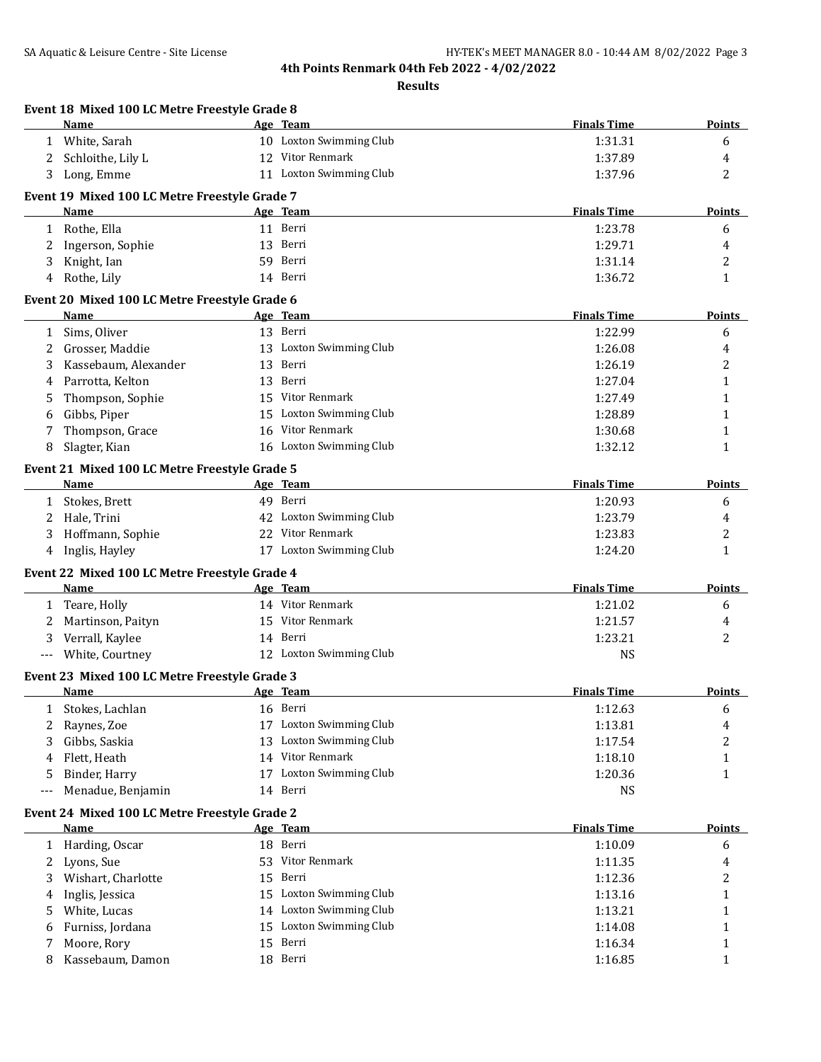# 4th Points Renmark 04th Feb 2022 - 4/02/2022

## Results

### Event 18 Mixed 100 LC Metre Freestyle Grade 8

| | Name | Age | Team | Finals Time | Points |
|---|---|---|---|---|---|
| 1 | White, Sarah | 10 | Loxton Swimming Club | 1:31.31 | 6 |
| 2 | Schloithe, Lily L | 12 | Vitor Renmark | 1:37.89 | 4 |
| 3 | Long, Emme | 11 | Loxton Swimming Club | 1:37.96 | 2 |

### Event 19 Mixed 100 LC Metre Freestyle Grade 7

| | Name | Age | Team | Finals Time | Points |
|---|---|---|---|---|---|
| 1 | Rothe, Ella | 11 | Berri | 1:23.78 | 6 |
| 2 | Ingerson, Sophie | 13 | Berri | 1:29.71 | 4 |
| 3 | Knight, Ian | 59 | Berri | 1:31.14 | 2 |
| 4 | Rothe, Lily | 14 | Berri | 1:36.72 | 1 |

### Event 20 Mixed 100 LC Metre Freestyle Grade 6

| | Name | Age | Team | Finals Time | Points |
|---|---|---|---|---|---|
| 1 | Sims, Oliver | 13 | Berri | 1:22.99 | 6 |
| 2 | Grosser, Maddie | 13 | Loxton Swimming Club | 1:26.08 | 4 |
| 3 | Kassebaum, Alexander | 13 | Berri | 1:26.19 | 2 |
| 4 | Parrotta, Kelton | 13 | Berri | 1:27.04 | 1 |
| 5 | Thompson, Sophie | 15 | Vitor Renmark | 1:27.49 | 1 |
| 6 | Gibbs, Piper | 15 | Loxton Swimming Club | 1:28.89 | 1 |
| 7 | Thompson, Grace | 16 | Vitor Renmark | 1:30.68 | 1 |
| 8 | Slagter, Kian | 16 | Loxton Swimming Club | 1:32.12 | 1 |

### Event 21 Mixed 100 LC Metre Freestyle Grade 5

| | Name | Age | Team | Finals Time | Points |
|---|---|---|---|---|---|
| 1 | Stokes, Brett | 49 | Berri | 1:20.93 | 6 |
| 2 | Hale, Trini | 42 | Loxton Swimming Club | 1:23.79 | 4 |
| 3 | Hoffmann, Sophie | 22 | Vitor Renmark | 1:23.83 | 2 |
| 4 | Inglis, Hayley | 17 | Loxton Swimming Club | 1:24.20 | 1 |

### Event 22 Mixed 100 LC Metre Freestyle Grade 4

| | Name | Age | Team | Finals Time | Points |
|---|---|---|---|---|---|
| 1 | Teare, Holly | 14 | Vitor Renmark | 1:21.02 | 6 |
| 2 | Martinson, Paityn | 15 | Vitor Renmark | 1:21.57 | 4 |
| 3 | Verrall, Kaylee | 14 | Berri | 1:23.21 | 2 |
| --- | White, Courtney | 12 | Loxton Swimming Club | NS | |

### Event 23 Mixed 100 LC Metre Freestyle Grade 3

| | Name | Age | Team | Finals Time | Points |
|---|---|---|---|---|---|
| 1 | Stokes, Lachlan | 16 | Berri | 1:12.63 | 6 |
| 2 | Raynes, Zoe | 17 | Loxton Swimming Club | 1:13.81 | 4 |
| 3 | Gibbs, Saskia | 13 | Loxton Swimming Club | 1:17.54 | 2 |
| 4 | Flett, Heath | 14 | Vitor Renmark | 1:18.10 | 1 |
| 5 | Binder, Harry | 17 | Loxton Swimming Club | 1:20.36 | 1 |
| --- | Menadue, Benjamin | 14 | Berri | NS | |

### Event 24 Mixed 100 LC Metre Freestyle Grade 2

| | Name | Age | Team | Finals Time | Points |
|---|---|---|---|---|---|
| 1 | Harding, Oscar | 18 | Berri | 1:10.09 | 6 |
| 2 | Lyons, Sue | 53 | Vitor Renmark | 1:11.35 | 4 |
| 3 | Wishart, Charlotte | 15 | Berri | 1:12.36 | 2 |
| 4 | Inglis, Jessica | 15 | Loxton Swimming Club | 1:13.16 | 1 |
| 5 | White, Lucas | 14 | Loxton Swimming Club | 1:13.21 | 1 |
| 6 | Furniss, Jordana | 15 | Loxton Swimming Club | 1:14.08 | 1 |
| 7 | Moore, Rory | 15 | Berri | 1:16.34 | 1 |
| 8 | Kassebaum, Damon | 18 | Berri | 1:16.85 | 1 |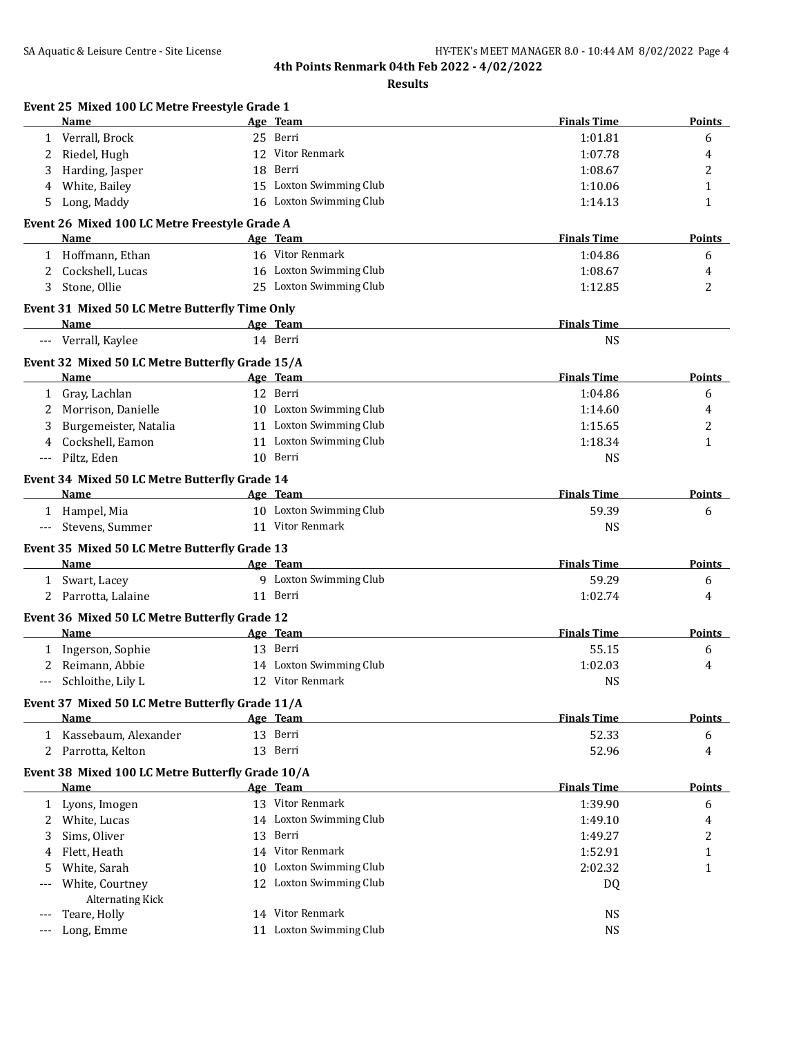## 4th Points Renmark 04th Feb 2022 - 4/02/2022

### Results

**Event 25 Mixed 100 LC Metre Freestyle Grade 1**

| | Name | Age | Team | Finals Time | Points |
|---|---|---|---|---|---|
| 1 | Verrall, Brock | 25 | Berri | 1:01.81 | 6 |
| 2 | Riedel, Hugh | 12 | Vitor Renmark | 1:07.78 | 4 |
| 3 | Harding, Jasper | 18 | Berri | 1:08.67 | 2 |
| 4 | White, Bailey | 15 | Loxton Swimming Club | 1:10.06 | 1 |
| 5 | Long, Maddy | 16 | Loxton Swimming Club | 1:14.13 | 1 |

**Event 26 Mixed 100 LC Metre Freestyle Grade A**

| | Name | Age | Team | Finals Time | Points |
|---|---|---|---|---|---|
| 1 | Hoffmann, Ethan | 16 | Vitor Renmark | 1:04.86 | 6 |
| 2 | Cockshell, Lucas | 16 | Loxton Swimming Club | 1:08.67 | 4 |
| 3 | Stone, Ollie | 25 | Loxton Swimming Club | 1:12.85 | 2 |

**Event 31 Mixed 50 LC Metre Butterfly Time Only**

| | Name | Age | Team | Finals Time |
|---|---|---|---|---|
| --- | Verrall, Kaylee | 14 | Berri | NS |

**Event 32 Mixed 50 LC Metre Butterfly Grade 15/A**

| | Name | Age | Team | Finals Time | Points |
|---|---|---|---|---|---|
| 1 | Gray, Lachlan | 12 | Berri | 1:04.86 | 6 |
| 2 | Morrison, Danielle | 10 | Loxton Swimming Club | 1:14.60 | 4 |
| 3 | Burgemeister, Natalia | 11 | Loxton Swimming Club | 1:15.65 | 2 |
| 4 | Cockshell, Eamon | 11 | Loxton Swimming Club | 1:18.34 | 1 |
| --- | Piltz, Eden | 10 | Berri | NS | |

**Event 34 Mixed 50 LC Metre Butterfly Grade 14**

| | Name | Age | Team | Finals Time | Points |
|---|---|---|---|---|---|
| 1 | Hampel, Mia | 10 | Loxton Swimming Club | 59.39 | 6 |
| --- | Stevens, Summer | 11 | Vitor Renmark | NS | |

**Event 35 Mixed 50 LC Metre Butterfly Grade 13**

| | Name | Age | Team | Finals Time | Points |
|---|---|---|---|---|---|
| 1 | Swart, Lacey | 9 | Loxton Swimming Club | 59.29 | 6 |
| 2 | Parrotta, Lalaine | 11 | Berri | 1:02.74 | 4 |

**Event 36 Mixed 50 LC Metre Butterfly Grade 12**

| | Name | Age | Team | Finals Time | Points |
|---|---|---|---|---|---|
| 1 | Ingerson, Sophie | 13 | Berri | 55.15 | 6 |
| 2 | Reimann, Abbie | 14 | Loxton Swimming Club | 1:02.03 | 4 |
| --- | Schloithe, Lily L | 12 | Vitor Renmark | NS | |

**Event 37 Mixed 50 LC Metre Butterfly Grade 11/A**

| | Name | Age | Team | Finals Time | Points |
|---|---|---|---|---|---|
| 1 | Kassebaum, Alexander | 13 | Berri | 52.33 | 6 |
| 2 | Parrotta, Kelton | 13 | Berri | 52.96 | 4 |

**Event 38 Mixed 100 LC Metre Butterfly Grade 10/A**

| | Name | Age | Team | Finals Time | Points |
|---|---|---|---|---|---|
| 1 | Lyons, Imogen | 13 | Vitor Renmark | 1:39.90 | 6 |
| 2 | White, Lucas | 14 | Loxton Swimming Club | 1:49.10 | 4 |
| 3 | Sims, Oliver | 13 | Berri | 1:49.27 | 2 |
| 4 | Flett, Heath | 14 | Vitor Renmark | 1:52.91 | 1 |
| 5 | White, Sarah | 10 | Loxton Swimming Club | 2:02.32 | 1 |
| --- | White, Courtney<br>Alternating Kick | 12 | Loxton Swimming Club | DQ | |
| --- | Teare, Holly | 14 | Vitor Renmark | NS | |
| --- | Long, Emme | 11 | Loxton Swimming Club | NS | |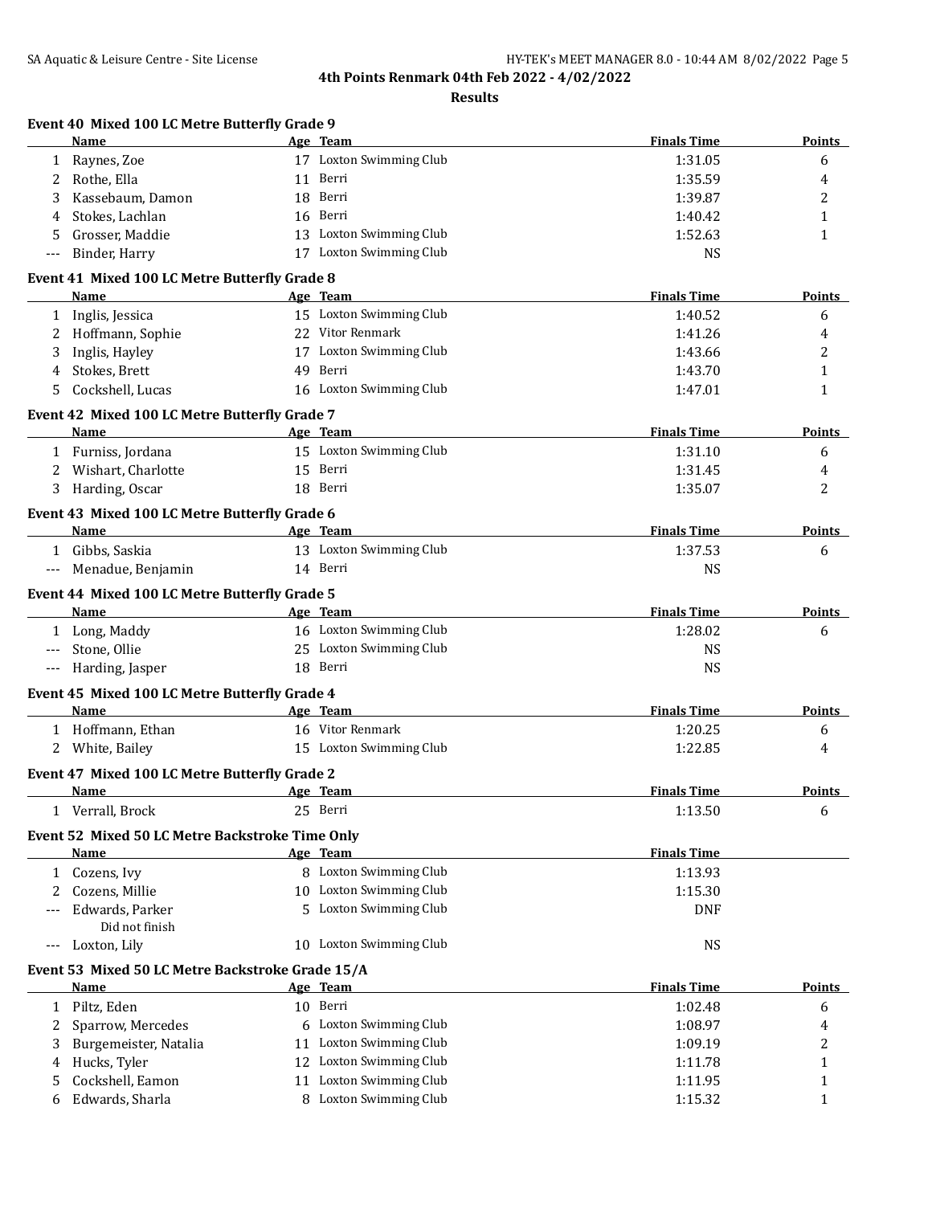# 4th Points Renmark 04th Feb 2022 - 4/02/2022

## Results

### Event 40 Mixed 100 LC Metre Butterfly Grade 9

| | Name | Age | Team | Finals Time | Points |
|---|---|---|---|---|---|
| 1 | Raynes, Zoe | 17 | Loxton Swimming Club | 1:31.05 | 6 |
| 2 | Rothe, Ella | 11 | Berri | 1:35.59 | 4 |
| 3 | Kassebaum, Damon | 18 | Berri | 1:39.87 | 2 |
| 4 | Stokes, Lachlan | 16 | Berri | 1:40.42 | 1 |
| 5 | Grosser, Maddie | 13 | Loxton Swimming Club | 1:52.63 | 1 |
| --- | Binder, Harry | 17 | Loxton Swimming Club | NS | |

### Event 41 Mixed 100 LC Metre Butterfly Grade 8

| | Name | Age | Team | Finals Time | Points |
|---|---|---|---|---|---|
| 1 | Inglis, Jessica | 15 | Loxton Swimming Club | 1:40.52 | 6 |
| 2 | Hoffmann, Sophie | 22 | Vitor Renmark | 1:41.26 | 4 |
| 3 | Inglis, Hayley | 17 | Loxton Swimming Club | 1:43.66 | 2 |
| 4 | Stokes, Brett | 49 | Berri | 1:43.70 | 1 |
| 5 | Cockshell, Lucas | 16 | Loxton Swimming Club | 1:47.01 | 1 |

### Event 42 Mixed 100 LC Metre Butterfly Grade 7

| | Name | Age | Team | Finals Time | Points |
|---|---|---|---|---|---|
| 1 | Furniss, Jordana | 15 | Loxton Swimming Club | 1:31.10 | 6 |
| 2 | Wishart, Charlotte | 15 | Berri | 1:31.45 | 4 |
| 3 | Harding, Oscar | 18 | Berri | 1:35.07 | 2 |

### Event 43 Mixed 100 LC Metre Butterfly Grade 6

| | Name | Age | Team | Finals Time | Points |
|---|---|---|---|---|---|
| 1 | Gibbs, Saskia | 13 | Loxton Swimming Club | 1:37.53 | 6 |
| --- | Menadue, Benjamin | 14 | Berri | NS | |

### Event 44 Mixed 100 LC Metre Butterfly Grade 5

| | Name | Age | Team | Finals Time | Points |
|---|---|---|---|---|---|
| 1 | Long, Maddy | 16 | Loxton Swimming Club | 1:28.02 | 6 |
| --- | Stone, Ollie | 25 | Loxton Swimming Club | NS | |
| --- | Harding, Jasper | 18 | Berri | NS | |

### Event 45 Mixed 100 LC Metre Butterfly Grade 4

| | Name | Age | Team | Finals Time | Points |
|---|---|---|---|---|---|
| 1 | Hoffmann, Ethan | 16 | Vitor Renmark | 1:20.25 | 6 |
| 2 | White, Bailey | 15 | Loxton Swimming Club | 1:22.85 | 4 |

### Event 47 Mixed 100 LC Metre Butterfly Grade 2

| | Name | Age | Team | Finals Time | Points |
|---|---|---|---|---|---|
| 1 | Verrall, Brock | 25 | Berri | 1:13.50 | 6 |

### Event 52 Mixed 50 LC Metre Backstroke Time Only

| | Name | Age | Team | Finals Time |
|---|---|---|---|---|
| 1 | Cozens, Ivy | 8 | Loxton Swimming Club | 1:13.93 |
| 2 | Cozens, Millie | 10 | Loxton Swimming Club | 1:15.30 |
| --- | Edwards, Parker<br>Did not finish | 5 | Loxton Swimming Club | DNF |
| --- | Loxton, Lily | 10 | Loxton Swimming Club | NS |

### Event 53 Mixed 50 LC Metre Backstroke Grade 15/A

| | Name | Age | Team | Finals Time | Points |
|---|---|---|---|---|---|
| 1 | Piltz, Eden | 10 | Berri | 1:02.48 | 6 |
| 2 | Sparrow, Mercedes | 6 | Loxton Swimming Club | 1:08.97 | 4 |
| 3 | Burgemeister, Natalia | 11 | Loxton Swimming Club | 1:09.19 | 2 |
| 4 | Hucks, Tyler | 12 | Loxton Swimming Club | 1:11.78 | 1 |
| 5 | Cockshell, Eamon | 11 | Loxton Swimming Club | 1:11.95 | 1 |
| 6 | Edwards, Sharla | 8 | Loxton Swimming Club | 1:15.32 | 1 |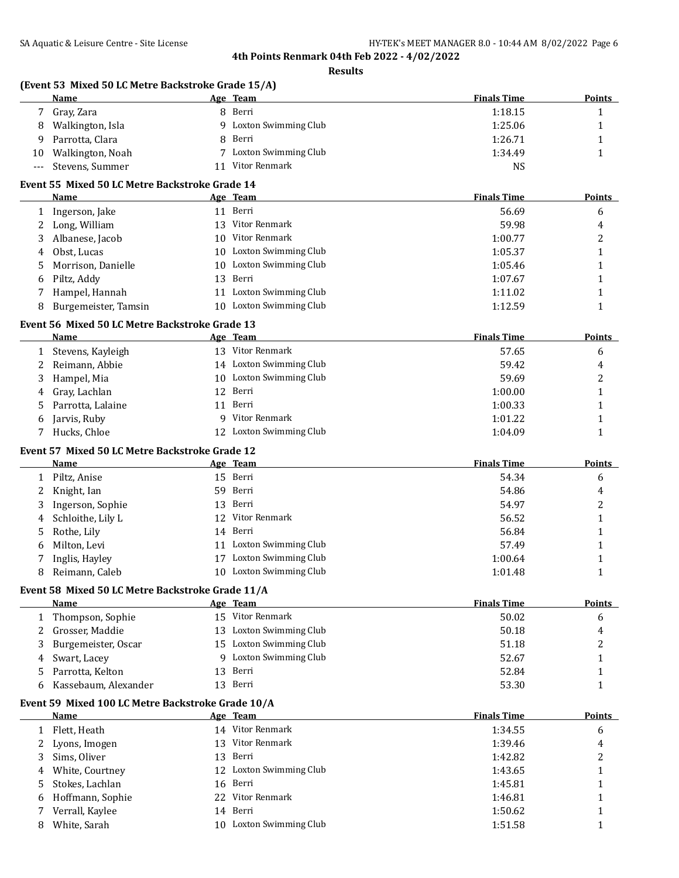**4th Points Renmark 04th Feb 2022 - 4/02/2022**

**Results**

### (Event 53 Mixed 50 LC Metre Backstroke Grade 15/A)

| | Name | Age | Team | Finals Time | Points |
|---|---|---|---|---|---|
| 7 | Gray, Zara | 8 | Berri | 1:18.15 | 1 |
| 8 | Walkington, Isla | 9 | Loxton Swimming Club | 1:25.06 | 1 |
| 9 | Parrotta, Clara | 8 | Berri | 1:26.71 | 1 |
| 10 | Walkington, Noah | 7 | Loxton Swimming Club | 1:34.49 | 1 |
| --- | Stevens, Summer | 11 | Vitor Renmark | NS | |

### Event 55 Mixed 50 LC Metre Backstroke Grade 14

| | Name | Age | Team | Finals Time | Points |
|---|---|---|---|---|---|
| 1 | Ingerson, Jake | 11 | Berri | 56.69 | 6 |
| 2 | Long, William | 13 | Vitor Renmark | 59.98 | 4 |
| 3 | Albanese, Jacob | 10 | Vitor Renmark | 1:00.77 | 2 |
| 4 | Obst, Lucas | 10 | Loxton Swimming Club | 1:05.37 | 1 |
| 5 | Morrison, Danielle | 10 | Loxton Swimming Club | 1:05.46 | 1 |
| 6 | Piltz, Addy | 13 | Berri | 1:07.67 | 1 |
| 7 | Hampel, Hannah | 11 | Loxton Swimming Club | 1:11.02 | 1 |
| 8 | Burgemeister, Tamsin | 10 | Loxton Swimming Club | 1:12.59 | 1 |

### Event 56 Mixed 50 LC Metre Backstroke Grade 13

| | Name | Age | Team | Finals Time | Points |
|---|---|---|---|---|---|
| 1 | Stevens, Kayleigh | 13 | Vitor Renmark | 57.65 | 6 |
| 2 | Reimann, Abbie | 14 | Loxton Swimming Club | 59.42 | 4 |
| 3 | Hampel, Mia | 10 | Loxton Swimming Club | 59.69 | 2 |
| 4 | Gray, Lachlan | 12 | Berri | 1:00.00 | 1 |
| 5 | Parrotta, Lalaine | 11 | Berri | 1:00.33 | 1 |
| 6 | Jarvis, Ruby | 9 | Vitor Renmark | 1:01.22 | 1 |
| 7 | Hucks, Chloe | 12 | Loxton Swimming Club | 1:04.09 | 1 |

### Event 57 Mixed 50 LC Metre Backstroke Grade 12

| | Name | Age | Team | Finals Time | Points |
|---|---|---|---|---|---|
| 1 | Piltz, Anise | 15 | Berri | 54.34 | 6 |
| 2 | Knight, Ian | 59 | Berri | 54.86 | 4 |
| 3 | Ingerson, Sophie | 13 | Berri | 54.97 | 2 |
| 4 | Schloithe, Lily L | 12 | Vitor Renmark | 56.52 | 1 |
| 5 | Rothe, Lily | 14 | Berri | 56.84 | 1 |
| 6 | Milton, Levi | 11 | Loxton Swimming Club | 57.49 | 1 |
| 7 | Inglis, Hayley | 17 | Loxton Swimming Club | 1:00.64 | 1 |
| 8 | Reimann, Caleb | 10 | Loxton Swimming Club | 1:01.48 | 1 |

### Event 58 Mixed 50 LC Metre Backstroke Grade 11/A

| | Name | Age | Team | Finals Time | Points |
|---|---|---|---|---|---|
| 1 | Thompson, Sophie | 15 | Vitor Renmark | 50.02 | 6 |
| 2 | Grosser, Maddie | 13 | Loxton Swimming Club | 50.18 | 4 |
| 3 | Burgemeister, Oscar | 15 | Loxton Swimming Club | 51.18 | 2 |
| 4 | Swart, Lacey | 9 | Loxton Swimming Club | 52.67 | 1 |
| 5 | Parrotta, Kelton | 13 | Berri | 52.84 | 1 |
| 6 | Kassebaum, Alexander | 13 | Berri | 53.30 | 1 |

### Event 59 Mixed 100 LC Metre Backstroke Grade 10/A

| | Name | Age | Team | Finals Time | Points |
|---|---|---|---|---|---|
| 1 | Flett, Heath | 14 | Vitor Renmark | 1:34.55 | 6 |
| 2 | Lyons, Imogen | 13 | Vitor Renmark | 1:39.46 | 4 |
| 3 | Sims, Oliver | 13 | Berri | 1:42.82 | 2 |
| 4 | White, Courtney | 12 | Loxton Swimming Club | 1:43.65 | 1 |
| 5 | Stokes, Lachlan | 16 | Berri | 1:45.81 | 1 |
| 6 | Hoffmann, Sophie | 22 | Vitor Renmark | 1:46.81 | 1 |
| 7 | Verrall, Kaylee | 14 | Berri | 1:50.62 | 1 |
| 8 | White, Sarah | 10 | Loxton Swimming Club | 1:51.58 | 1 |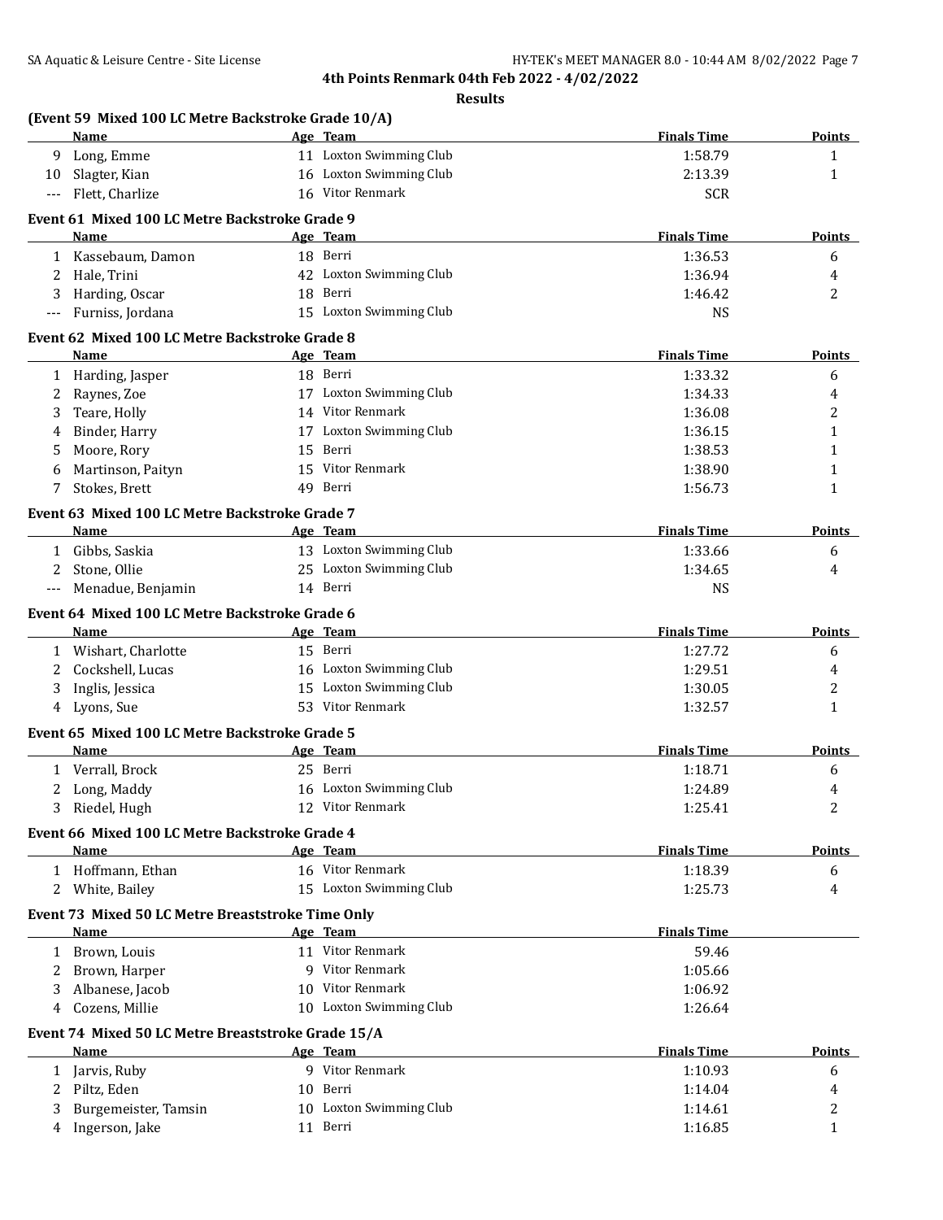# 4th Points Renmark 04th Feb 2022 - 4/02/2022

## Results

### (Event 59 Mixed 100 LC Metre Backstroke Grade 10/A)

| | Name | Age | Team | Finals Time | Points |
|---|---|---|---|---|---|
| 9 | Long, Emme | 11 | Loxton Swimming Club | 1:58.79 | 1 |
| 10 | Slagter, Kian | 16 | Loxton Swimming Club | 2:13.39 | 1 |
| --- | Flett, Charlize | 16 | Vitor Renmark | SCR | |

### Event 61 Mixed 100 LC Metre Backstroke Grade 9

| | Name | Age | Team | Finals Time | Points |
|---|---|---|---|---|---|
| 1 | Kassebaum, Damon | 18 | Berri | 1:36.53 | 6 |
| 2 | Hale, Trini | 42 | Loxton Swimming Club | 1:36.94 | 4 |
| 3 | Harding, Oscar | 18 | Berri | 1:46.42 | 2 |
| --- | Furniss, Jordana | 15 | Loxton Swimming Club | NS | |

### Event 62 Mixed 100 LC Metre Backstroke Grade 8

| | Name | Age | Team | Finals Time | Points |
|---|---|---|---|---|---|
| 1 | Harding, Jasper | 18 | Berri | 1:33.32 | 6 |
| 2 | Raynes, Zoe | 17 | Loxton Swimming Club | 1:34.33 | 4 |
| 3 | Teare, Holly | 14 | Vitor Renmark | 1:36.08 | 2 |
| 4 | Binder, Harry | 17 | Loxton Swimming Club | 1:36.15 | 1 |
| 5 | Moore, Rory | 15 | Berri | 1:38.53 | 1 |
| 6 | Martinson, Paityn | 15 | Vitor Renmark | 1:38.90 | 1 |
| 7 | Stokes, Brett | 49 | Berri | 1:56.73 | 1 |

### Event 63 Mixed 100 LC Metre Backstroke Grade 7

| | Name | Age | Team | Finals Time | Points |
|---|---|---|---|---|---|
| 1 | Gibbs, Saskia | 13 | Loxton Swimming Club | 1:33.66 | 6 |
| 2 | Stone, Ollie | 25 | Loxton Swimming Club | 1:34.65 | 4 |
| --- | Menadue, Benjamin | 14 | Berri | NS | |

### Event 64 Mixed 100 LC Metre Backstroke Grade 6

| | Name | Age | Team | Finals Time | Points |
|---|---|---|---|---|---|
| 1 | Wishart, Charlotte | 15 | Berri | 1:27.72 | 6 |
| 2 | Cockshell, Lucas | 16 | Loxton Swimming Club | 1:29.51 | 4 |
| 3 | Inglis, Jessica | 15 | Loxton Swimming Club | 1:30.05 | 2 |
| 4 | Lyons, Sue | 53 | Vitor Renmark | 1:32.57 | 1 |

### Event 65 Mixed 100 LC Metre Backstroke Grade 5

| | Name | Age | Team | Finals Time | Points |
|---|---|---|---|---|---|
| 1 | Verrall, Brock | 25 | Berri | 1:18.71 | 6 |
| 2 | Long, Maddy | 16 | Loxton Swimming Club | 1:24.89 | 4 |
| 3 | Riedel, Hugh | 12 | Vitor Renmark | 1:25.41 | 2 |

### Event 66 Mixed 100 LC Metre Backstroke Grade 4

| | Name | Age | Team | Finals Time | Points |
|---|---|---|---|---|---|
| 1 | Hoffmann, Ethan | 16 | Vitor Renmark | 1:18.39 | 6 |
| 2 | White, Bailey | 15 | Loxton Swimming Club | 1:25.73 | 4 |

### Event 73 Mixed 50 LC Metre Breaststroke Time Only

| | Name | Age | Team | Finals Time |
|---|---|---|---|---|
| 1 | Brown, Louis | 11 | Vitor Renmark | 59.46 |
| 2 | Brown, Harper | 9 | Vitor Renmark | 1:05.66 |
| 3 | Albanese, Jacob | 10 | Vitor Renmark | 1:06.92 |
| 4 | Cozens, Millie | 10 | Loxton Swimming Club | 1:26.64 |

### Event 74 Mixed 50 LC Metre Breaststroke Grade 15/A

| | Name | Age | Team | Finals Time | Points |
|---|---|---|---|---|---|
| 1 | Jarvis, Ruby | 9 | Vitor Renmark | 1:10.93 | 6 |
| 2 | Piltz, Eden | 10 | Berri | 1:14.04 | 4 |
| 3 | Burgemeister, Tamsin | 10 | Loxton Swimming Club | 1:14.61 | 2 |
| 4 | Ingerson, Jake | 11 | Berri | 1:16.85 | 1 |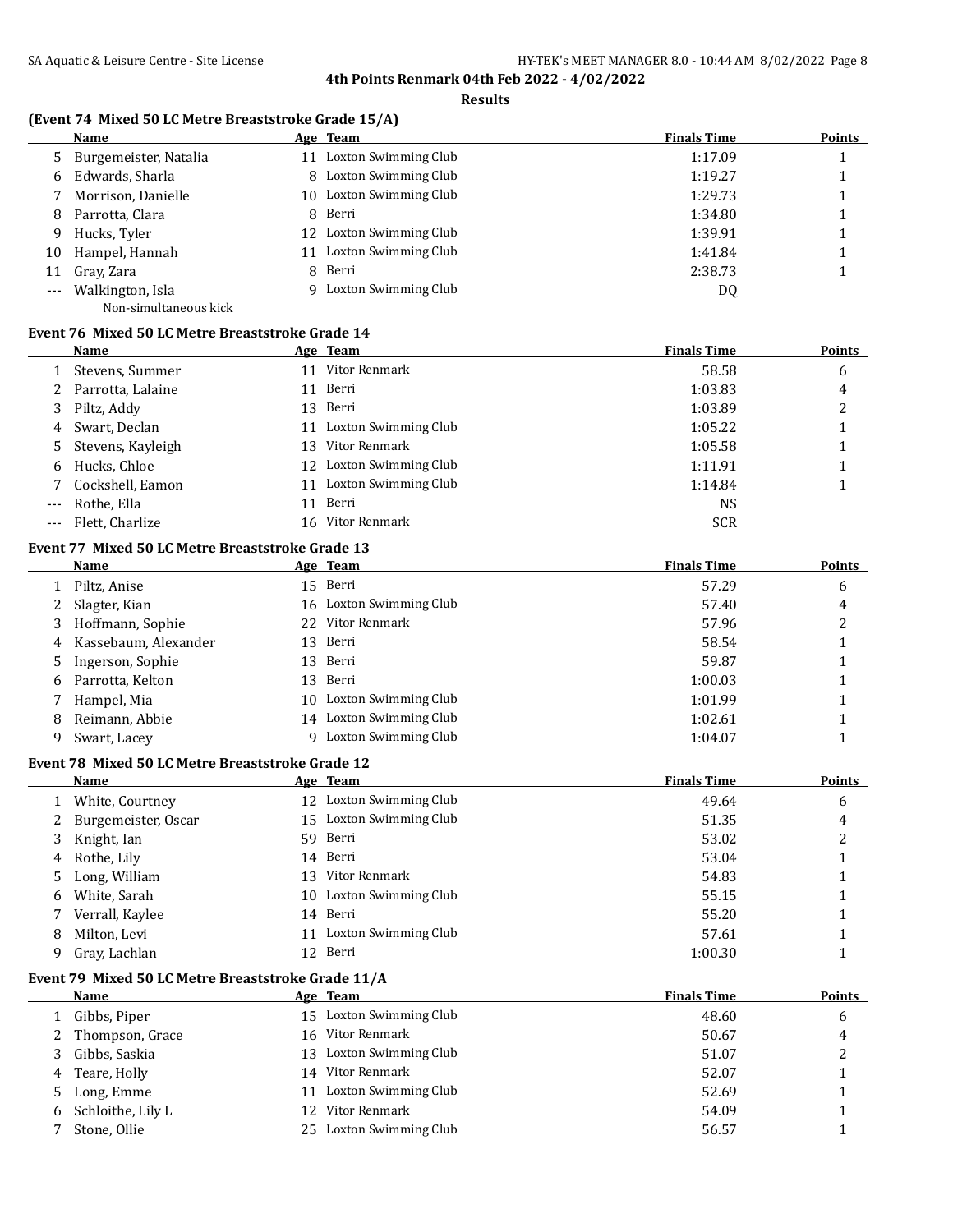# 4th Points Renmark 04th Feb 2022 - 4/02/2022

## Results

### (Event 74 Mixed 50 LC Metre Breaststroke Grade 15/A)

| | Name | Age | Team | Finals Time | Points |
|---|---|---|---|---|---|
| 5 | Burgemeister, Natalia | 11 | Loxton Swimming Club | 1:17.09 | 1 |
| 6 | Edwards, Sharla | 8 | Loxton Swimming Club | 1:19.27 | 1 |
| 7 | Morrison, Danielle | 10 | Loxton Swimming Club | 1:29.73 | 1 |
| 8 | Parrotta, Clara | 8 | Berri | 1:34.80 | 1 |
| 9 | Hucks, Tyler | 12 | Loxton Swimming Club | 1:39.91 | 1 |
| 10 | Hampel, Hannah | 11 | Loxton Swimming Club | 1:41.84 | 1 |
| 11 | Gray, Zara | 8 | Berri | 2:38.73 | 1 |
| --- | Walkington, Isla | 9 | Loxton Swimming Club | DQ | |
| | Non-simultaneous kick | | | | |

### Event 76 Mixed 50 LC Metre Breaststroke Grade 14

| | Name | Age | Team | Finals Time | Points |
|---|---|---|---|---|---|
| 1 | Stevens, Summer | 11 | Vitor Renmark | 58.58 | 6 |
| 2 | Parrotta, Lalaine | 11 | Berri | 1:03.83 | 4 |
| 3 | Piltz, Addy | 13 | Berri | 1:03.89 | 2 |
| 4 | Swart, Declan | 11 | Loxton Swimming Club | 1:05.22 | 1 |
| 5 | Stevens, Kayleigh | 13 | Vitor Renmark | 1:05.58 | 1 |
| 6 | Hucks, Chloe | 12 | Loxton Swimming Club | 1:11.91 | 1 |
| 7 | Cockshell, Eamon | 11 | Loxton Swimming Club | 1:14.84 | 1 |
| --- | Rothe, Ella | 11 | Berri | NS | |
| --- | Flett, Charlize | 16 | Vitor Renmark | SCR | |

### Event 77 Mixed 50 LC Metre Breaststroke Grade 13

| | Name | Age | Team | Finals Time | Points |
|---|---|---|---|---|---|
| 1 | Piltz, Anise | 15 | Berri | 57.29 | 6 |
| 2 | Slagter, Kian | 16 | Loxton Swimming Club | 57.40 | 4 |
| 3 | Hoffmann, Sophie | 22 | Vitor Renmark | 57.96 | 2 |
| 4 | Kassebaum, Alexander | 13 | Berri | 58.54 | 1 |
| 5 | Ingerson, Sophie | 13 | Berri | 59.87 | 1 |
| 6 | Parrotta, Kelton | 13 | Berri | 1:00.03 | 1 |
| 7 | Hampel, Mia | 10 | Loxton Swimming Club | 1:01.99 | 1 |
| 8 | Reimann, Abbie | 14 | Loxton Swimming Club | 1:02.61 | 1 |
| 9 | Swart, Lacey | 9 | Loxton Swimming Club | 1:04.07 | 1 |

### Event 78 Mixed 50 LC Metre Breaststroke Grade 12

| | Name | Age | Team | Finals Time | Points |
|---|---|---|---|---|---|
| 1 | White, Courtney | 12 | Loxton Swimming Club | 49.64 | 6 |
| 2 | Burgemeister, Oscar | 15 | Loxton Swimming Club | 51.35 | 4 |
| 3 | Knight, Ian | 59 | Berri | 53.02 | 2 |
| 4 | Rothe, Lily | 14 | Berri | 53.04 | 1 |
| 5 | Long, William | 13 | Vitor Renmark | 54.83 | 1 |
| 6 | White, Sarah | 10 | Loxton Swimming Club | 55.15 | 1 |
| 7 | Verrall, Kaylee | 14 | Berri | 55.20 | 1 |
| 8 | Milton, Levi | 11 | Loxton Swimming Club | 57.61 | 1 |
| 9 | Gray, Lachlan | 12 | Berri | 1:00.30 | 1 |

### Event 79 Mixed 50 LC Metre Breaststroke Grade 11/A

| | Name | Age | Team | Finals Time | Points |
|---|---|---|---|---|---|
| 1 | Gibbs, Piper | 15 | Loxton Swimming Club | 48.60 | 6 |
| 2 | Thompson, Grace | 16 | Vitor Renmark | 50.67 | 4 |
| 3 | Gibbs, Saskia | 13 | Loxton Swimming Club | 51.07 | 2 |
| 4 | Teare, Holly | 14 | Vitor Renmark | 52.07 | 1 |
| 5 | Long, Emme | 11 | Loxton Swimming Club | 52.69 | 1 |
| 6 | Schloithe, Lily L | 12 | Vitor Renmark | 54.09 | 1 |
| 7 | Stone, Ollie | 25 | Loxton Swimming Club | 56.57 | 1 |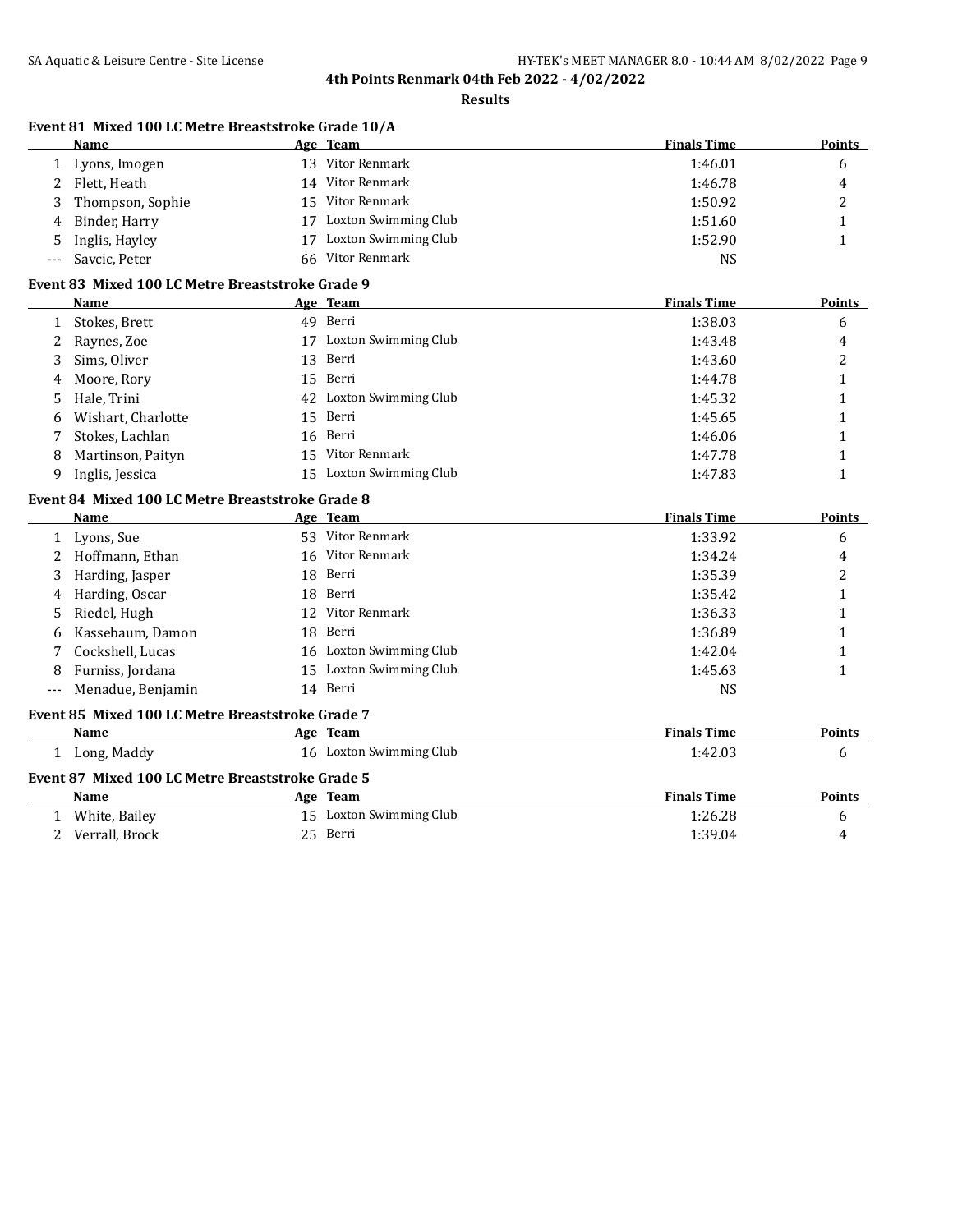# 4th Points Renmark 04th Feb 2022 - 4/02/2022

## Results

### Event 81 Mixed 100 LC Metre Breaststroke Grade 10/A

| | Name | Age | Team | Finals Time | Points |
|---|---|---|---|---|---|
| 1 | Lyons, Imogen | 13 | Vitor Renmark | 1:46.01 | 6 |
| 2 | Flett, Heath | 14 | Vitor Renmark | 1:46.78 | 4 |
| 3 | Thompson, Sophie | 15 | Vitor Renmark | 1:50.92 | 2 |
| 4 | Binder, Harry | 17 | Loxton Swimming Club | 1:51.60 | 1 |
| 5 | Inglis, Hayley | 17 | Loxton Swimming Club | 1:52.90 | 1 |
| --- | Savcic, Peter | 66 | Vitor Renmark | NS | |

### Event 83 Mixed 100 LC Metre Breaststroke Grade 9

| | Name | Age | Team | Finals Time | Points |
|---|---|---|---|---|---|
| 1 | Stokes, Brett | 49 | Berri | 1:38.03 | 6 |
| 2 | Raynes, Zoe | 17 | Loxton Swimming Club | 1:43.48 | 4 |
| 3 | Sims, Oliver | 13 | Berri | 1:43.60 | 2 |
| 4 | Moore, Rory | 15 | Berri | 1:44.78 | 1 |
| 5 | Hale, Trini | 42 | Loxton Swimming Club | 1:45.32 | 1 |
| 6 | Wishart, Charlotte | 15 | Berri | 1:45.65 | 1 |
| 7 | Stokes, Lachlan | 16 | Berri | 1:46.06 | 1 |
| 8 | Martinson, Paityn | 15 | Vitor Renmark | 1:47.78 | 1 |
| 9 | Inglis, Jessica | 15 | Loxton Swimming Club | 1:47.83 | 1 |

### Event 84 Mixed 100 LC Metre Breaststroke Grade 8

| | Name | Age | Team | Finals Time | Points |
|---|---|---|---|---|---|
| 1 | Lyons, Sue | 53 | Vitor Renmark | 1:33.92 | 6 |
| 2 | Hoffmann, Ethan | 16 | Vitor Renmark | 1:34.24 | 4 |
| 3 | Harding, Jasper | 18 | Berri | 1:35.39 | 2 |
| 4 | Harding, Oscar | 18 | Berri | 1:35.42 | 1 |
| 5 | Riedel, Hugh | 12 | Vitor Renmark | 1:36.33 | 1 |
| 6 | Kassebaum, Damon | 18 | Berri | 1:36.89 | 1 |
| 7 | Cockshell, Lucas | 16 | Loxton Swimming Club | 1:42.04 | 1 |
| 8 | Furniss, Jordana | 15 | Loxton Swimming Club | 1:45.63 | 1 |
| --- | Menadue, Benjamin | 14 | Berri | NS | |

### Event 85 Mixed 100 LC Metre Breaststroke Grade 7

| | Name | Age | Team | Finals Time | Points |
|---|---|---|---|---|---|
| 1 | Long, Maddy | 16 | Loxton Swimming Club | 1:42.03 | 6 |

### Event 87 Mixed 100 LC Metre Breaststroke Grade 5

| | Name | Age | Team | Finals Time | Points |
|---|---|---|---|---|---|
| 1 | White, Bailey | 15 | Loxton Swimming Club | 1:26.28 | 6 |
| 2 | Verrall, Brock | 25 | Berri | 1:39.04 | 4 |